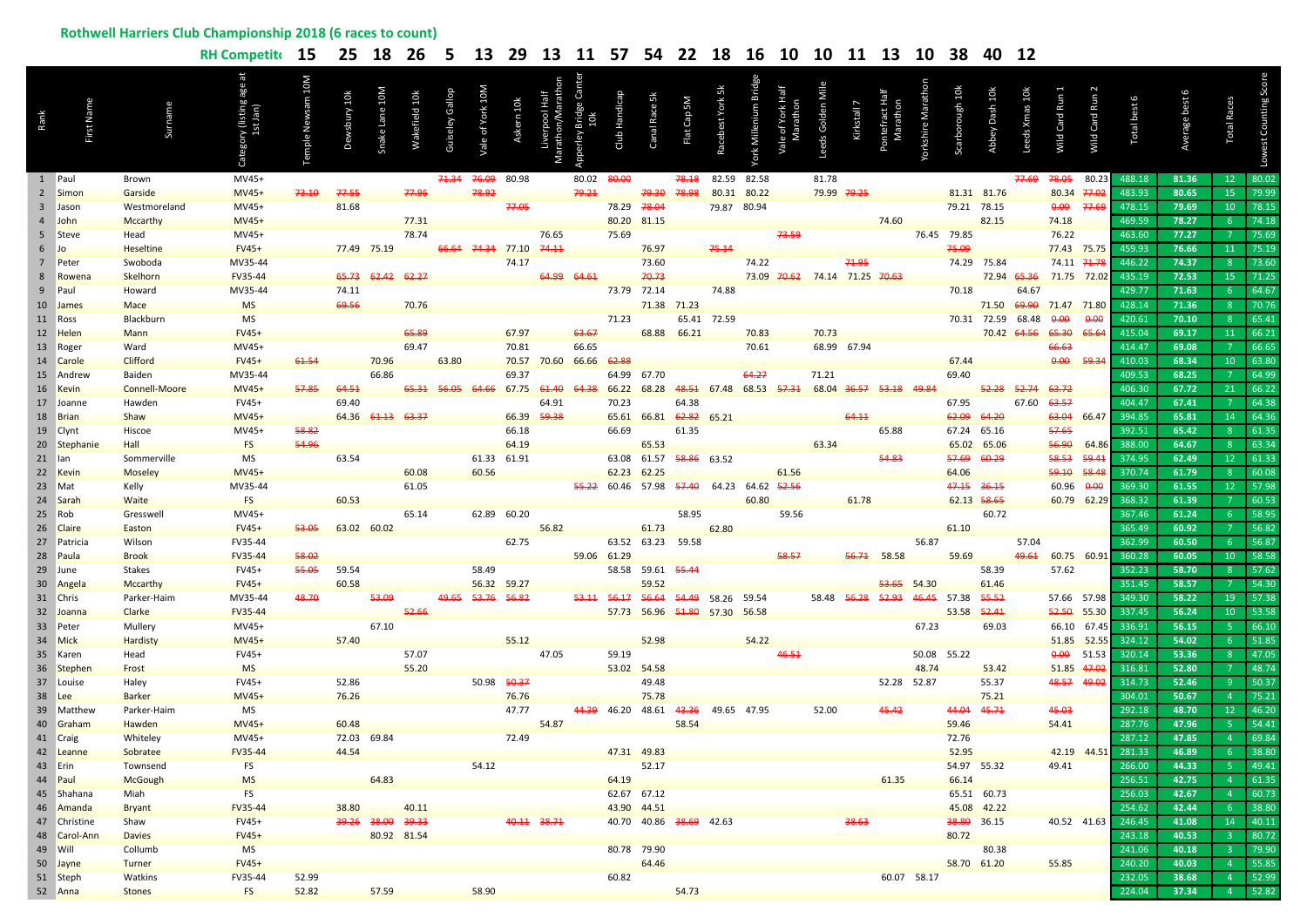# Rothwell Harriers Club Championship 2018 (6 races to count)

| Rank | First Name | Surname | Category (listing age at 1st Jan) | Temple Newsam 10M | Dewsbury 10k | Snake Lane 10M | Wakefield 10k | Guiseley Gallop | Vale of York 10M | Askern 10k | Liverpool Half Marathon/Marathon | Apperley Bridge Canter 10k | Club Handicap | Canal Race 5k | Flat Cap 5M | Racebest York 5k | York Millennium Bridge | Vale of York Half Marathon | Leeds Golden Mile | Kirkstall 7 | Pontefract Half Marathon | Yorkshire Marathon | Scarborough 10k | Abbey Dash 10k | Leeds Xmas 10k | Wild Card Run 1 | Wild Card Run 2 | Total best 6 | Average best 6 | Total Races | Lowest Counting Score |
|---|---|---|---|---|---|---|---|---|---|---|---|---|---|---|---|---|---|---|---|---|---|---|---|---|---|---|---|---|---|---|---|
| | | | RH Competit | 15 | 25 | 18 | 26 | 5 | 13 | 29 | 13 | 11 | 57 | 54 | 22 | 18 | 16 | 10 | 10 | 11 | 13 | 10 | 38 | 40 | 12 | | | | | | |
| 1 | Paul | Brown | MV45+ | | | | | ~~71.34~~ | ~~76.09~~ | 80.98 | | 80.02 | ~~80.00~~ | | ~~78.18~~ | 82.59 | 82.58 | | 81.78 | | | | | | ~~77.69~~ | ~~78.05~~ | 80.23 | 488.18 | 81.36 | 12 | 80.02 |
| 2 | Simon | Garside | MV45+ | ~~73.10~~ | ~~77.55~~ | | ~~77.96~~ | | ~~78.92~~ | | | ~~79.21~~ | | ~~79.30~~ | ~~78.98~~ | 80.31 | 80.22 | | 79.99 | ~~79.25~~ | | | 81.31 | 81.76 | | 80.34 | ~~77.02~~ | 483.93 | 80.65 | 15 | 79.99 |
| 3 | Jason | Westmoreland | MV45+ | | 81.68 | | | | | ~~77.05~~ | | | 78.29 | ~~78.04~~ | | 79.87 | 80.94 | | | | | | 79.21 | 78.15 | | ~~0.00~~ | ~~77.69~~ | 478.15 | 79.69 | 10 | 78.15 |
| 4 | John | Mccarthy | MV45+ | | | | 77.31 | | | | | | 80.20 | 81.15 | | | | | | | 74.60 | | | 82.15 | | 74.18 | | 469.59 | 78.27 | 6 | 74.18 |
| 5 | Steve | Head | MV45+ | | | | 78.74 | | | | 76.65 | | 75.69 | | | | | ~~73.59~~ | | | | 76.45 | 79.85 | | | 76.22 | | 463.60 | 77.27 | 7 | 75.69 |
| 6 | Jo | Heseltine | FV45+ | | 77.49 | 75.19 | | ~~66.64~~ | ~~74.34~~ | 77.10 | ~~74.11~~ | | | 76.97 | ~~75.14~~ | | | | | | | | ~~75.09~~ | | | 77.43 | 75.75 | 459.93 | 76.66 | 11 | 75.19 |
| 7 | Peter | Swoboda | MV35-44 | | | | | | | 74.17 | | | | 73.60 | | | 74.22 | | | ~~71.95~~ | | | 74.29 | 75.84 | | 74.11 | ~~71.78~~ | 446.22 | 74.37 | 8 | 73.60 |
| 8 | Rowena | Skelhorn | FV35-44 | | ~~65.73~~ | ~~62.42~~ | ~~62.27~~ | | | | ~~64.99~~ | ~~64.61~~ | | ~~70.73~~ | | | 73.09 | ~~70.62~~ | 74.14 | 71.25 | ~~70.63~~ | | | 72.94 | ~~65.36~~ | 71.75 | 72.02 | 435.19 | 72.53 | 15 | 71.25 |
| 9 | Paul | Howard | MV35-44 | | 74.11 | | | | | | | | 73.79 | 72.14 | | 74.88 | | | | | | | 70.18 | | 64.67 | | | 429.77 | 71.63 | 6 | 64.67 |
| 10 | James | Mace | MS | | ~~69.56~~ | | 70.76 | | | | | | | 71.38 | 71.23 | | | | | | | | | 71.50 | ~~69.90~~ | 71.47 | 71.80 | 428.14 | 71.36 | 8 | 70.76 |
| 11 | Ross | Blackburn | MS | | | | | | | | | | 71.23 | | 65.41 | 72.59 | | | | | | | 70.31 | 72.59 | 68.48 | ~~0.00~~ | ~~0.00~~ | 420.61 | 70.10 | 8 | 65.41 |
| 12 | Helen | Mann | FV45+ | | | | ~~65.89~~ | | | 67.97 | | ~~63.67~~ | | 68.88 | 66.21 | | 70.83 | | 70.73 | | | | | 70.42 | ~~64.56~~ | ~~65.30~~ | ~~65.64~~ | 415.04 | 69.17 | 11 | 66.21 |
| 13 | Roger | Ward | MV45+ | | | | 69.47 | | | 70.81 | | 66.65 | | | | | 70.61 | | 68.99 | 67.94 | | | | | | ~~66.63~~ | | 414.47 | 69.08 | 7 | 66.65 |
| 14 | Carole | Clifford | FV45+ | ~~61.54~~ | | 70.96 | | 63.80 | | 70.57 | 70.60 | 66.66 | ~~62.88~~ | | | | | | | | | | 67.44 | | | ~~0.00~~ | ~~59.34~~ | 410.03 | 68.34 | 10 | 63.80 |
| 15 | Andrew | Baiden | MV35-44 | | | 66.86 | | | | 69.37 | | | 64.99 | 67.70 | | | ~~64.27~~ | | 71.21 | | | | 69.40 | | | | | 409.53 | 68.25 | 7 | 64.99 |
| 16 | Kevin | Connell-Moore | MV45+ | ~~57.85~~ | ~~64.51~~ | | ~~65.31~~ | ~~56.05~~ | ~~64.66~~ | 67.75 | ~~61.40~~ | ~~64.38~~ | 66.22 | 68.28 | ~~48.51~~ | 67.48 | 68.53 | ~~57.31~~ | 68.04 | ~~36.57~~ | ~~53.18~~ | ~~49.84~~ | | ~~52.28~~ | ~~52.74~~ | ~~63.72~~ | | 406.30 | 67.72 | 21 | 66.22 |
| 17 | Joanne | Hawden | FV45+ | | 69.40 | | | | | | 64.91 | | 70.23 | | 64.38 | | | | | | | | 67.95 | | 67.60 | ~~63.57~~ | | 404.47 | 67.41 | 7 | 64.38 |
| 18 | Brian | Shaw | MV45+ | | 64.36 | ~~61.13~~ | ~~63.37~~ | | | 66.39 | ~~59.38~~ | | 65.61 | 66.81 | ~~62.82~~ | 65.21 | | | | ~~64.11~~ | | | ~~62.09~~ | ~~64.20~~ | | ~~63.04~~ | 66.47 | 394.85 | 65.81 | 14 | 64.36 |
| 19 | Clynt | Hiscoe | MV45+ | ~~58.82~~ | | | | | | 66.18 | | | 66.69 | | 61.35 | | | | | | 65.88 | | 67.24 | 65.16 | | ~~57.65~~ | | 392.51 | 65.42 | 8 | 61.35 |
| 20 | Stephanie | Hall | FS | ~~54.96~~ | | | | | | 64.19 | | | | 65.53 | | | | | 63.34 | | | | 65.02 | 65.06 | | ~~56.90~~ | 64.86 | 388.00 | 64.67 | 8 | 63.34 |
| 21 | Ian | Sommerville | MS | | 63.54 | | | | 61.33 | 61.91 | | | 63.08 | 61.57 | ~~58.86~~ | 63.52 | | | | | ~~54.83~~ | | ~~57.69~~ | ~~60.29~~ | | ~~58.53~~ | ~~59.41~~ | 374.95 | 62.49 | 12 | 61.33 |
| 22 | Kevin | Moseley | MV45+ | | | | 60.08 | | 60.56 | | | | 62.23 | 62.25 | | | | 61.56 | | | | | 64.06 | | | ~~59.10~~ | ~~58.48~~ | 370.74 | 61.79 | 8 | 60.08 |
| 23 | Mat | Kelly | MV35-44 | | | | 61.05 | | | | | ~~55.22~~ | 60.46 | 57.98 | ~~57.40~~ | 64.23 | 64.62 | ~~52.56~~ | | | | | ~~47.15~~ | ~~36.15~~ | | 60.96 | ~~0.00~~ | 369.30 | 61.55 | 12 | 57.98 |
| 24 | Sarah | Waite | FS | | 60.53 | | | | | | | | | | | | 60.80 | | | 61.78 | | | 62.13 | ~~58.65~~ | | 60.79 | 62.29 | 368.32 | 61.39 | 7 | 60.53 |
| 25 | Rob | Gresswell | MV45+ | | | | 65.14 | | 62.89 | 60.20 | | | | | 58.95 | | | 59.56 | | | | | | 60.72 | | | | 367.46 | 61.24 | 6 | 58.95 |
| 26 | Claire | Easton | FV45+ | ~~53.05~~ | 63.02 | 60.02 | | | | | 56.82 | | | 61.73 | | 62.80 | | | | | | | 61.10 | | | | | 365.49 | 60.92 | 7 | 56.82 |
| 27 | Patricia | Wilson | FV35-44 | | | | | | | 62.75 | | | 63.52 | 63.23 | 59.58 | | | | | | | 56.87 | | | 57.04 | | | 362.99 | 60.50 | 6 | 56.87 |
| 28 | Paula | Brook | FV35-44 | ~~58.02~~ | | | | | | | | 59.06 | 61.29 | | | | | ~~58.57~~ | | ~~56.71~~ | 58.58 | | 59.69 | | ~~49.61~~ | 60.75 | 60.91 | 360.28 | 60.05 | 10 | 58.58 |
| 29 | June | Stakes | FV45+ | ~~55.05~~ | 59.54 | | | | 58.49 | | | | 58.58 | 59.61 | ~~55.44~~ | | | | | | | | | 58.39 | | 57.62 | | 352.23 | 58.70 | 8 | 57.62 |
| 30 | Angela | Mccarthy | FV45+ | | 60.58 | | | | 56.32 | 59.27 | | | | 59.52 | | | | | | | ~~53.65~~ | 54.30 | 61.46 | | | | | 351.45 | 58.57 | 7 | 54.30 |
| 31 | Chris | Parker-Haim | MV35-44 | ~~48.70~~ | | ~~53.09~~ | | ~~49.65~~ | ~~53.76~~ | ~~56.82~~ | | ~~53.11~~ | ~~56.17~~ | ~~56.64~~ | ~~54.49~~ | 58.26 | 59.54 | | 58.48 | ~~56.28~~ | ~~52.93~~ | ~~46.45~~ | 57.38 | ~~55.52~~ | | 57.66 | 57.98 | 349.30 | 58.22 | 19 | 57.38 |
| 32 | Joanna | Clarke | FV35-44 | | | | ~~52.66~~ | | | | | | 57.73 | 56.96 | ~~51.80~~ | 57.30 | 56.58 | | | | | | 53.58 | ~~52.41~~ | | ~~52.50~~ | 55.30 | 337.45 | 56.24 | 10 | 53.58 |
| 33 | Peter | Mullery | MV45+ | | | 67.10 | | | | | | | | | | | | | | | | 67.23 | | 69.03 | | 66.10 | 67.45 | 336.91 | 56.15 | 5 | 66.10 |
| 34 | Mick | Hardisty | MV45+ | | 57.40 | | | | | 55.12 | | | | 52.98 | | | 54.22 | | | | | | | | | 51.85 | 52.55 | 324.12 | 54.02 | 6 | 51.85 |
| 35 | Karen | Head | FV45+ | | | | 57.07 | | | | 47.05 | | 59.19 | | | | | ~~46.51~~ | | | | 50.08 | 55.22 | | | ~~0.00~~ | 51.53 | 320.14 | 53.36 | 8 | 47.05 |
| 36 | Stephen | Frost | MS | | | | 55.20 | | | | | | 53.02 | 54.58 | | | | | | | | 48.74 | | | | 51.85 | ~~47.02~~ | 316.81 | 52.80 | 7 | 48.74 |
| 37 | Louise | Haley | FV45+ | | 52.86 | | | | 50.98 | ~~50.37~~ | | | | 49.48 | | | | | | | 52.28 | 52.87 | | 55.37 | | ~~48.57~~ | ~~49.02~~ | 314.73 | 52.46 | 9 | 50.37 |
| 38 | Lee | Barker | MV45+ | | 76.26 | | | | | 76.76 | | | | 75.78 | | | | | | | | | | 75.21 | | | | 304.01 | 50.67 | 4 | 75.21 |
| 39 | Matthew | Parker-Haim | MS | | | | | | | 47.77 | | ~~44.39~~ | 46.20 | 48.61 | ~~43.36~~ | 49.65 | 47.95 | | 52.00 | | ~~45.42~~ | | ~~44.04~~ | ~~45.71~~ | | ~~45.03~~ | | 292.18 | 48.70 | 12 | 46.20 |
| 40 | Graham | Hawden | MV45+ | | 60.48 | | | | | | 54.87 | | | 58.54 | | | | | | | | | 59.46 | | | 54.41 | | 287.76 | 47.96 | 5 | 54.41 |
| 41 | Craig | Whiteley | MV45+ | | 72.03 | 69.84 | | | | 72.49 | | | | | | | | | | | | | 72.76 | | | | | 287.12 | 47.85 | 4 | 69.84 |
| 42 | Leanne | Sobratee | FV35-44 | | 44.54 | | | | | | | | 47.31 | 49.83 | | | | | | | | | 52.95 | | | 42.19 | 44.51 | 281.33 | 46.89 | 6 | 38.80 |
| 43 | Erin | Townsend | FS | | | | | | 54.12 | | | | | 52.17 | | | | | | | | | 54.97 | 55.32 | | 49.41 | | 266.00 | 44.33 | 5 | 49.41 |
| 44 | Paul | McGough | MS | | | 64.83 | | | | | | | 64.19 | | | | | | | | 61.35 | | 66.14 | | | | | 256.51 | 42.75 | 4 | 61.35 |
| 45 | Shahana | Miah | FS | | | | | | | | | | 62.67 | 67.12 | | | | | | | | | 65.51 | 60.73 | | | | 256.03 | 42.67 | 4 | 60.73 |
| 46 | Amanda | Bryant | FV35-44 | | 38.80 | | 40.11 | | | | | | 43.90 | 44.51 | | | | | | | | | 45.08 | 42.22 | | | | 254.62 | 42.44 | 6 | 38.80 |
| 47 | Christine | Shaw | FV45+ | | ~~39.26~~ | ~~38.00~~ | ~~39.33~~ | | ~~40.11~~ | ~~38.71~~ | | | 40.70 | 40.86 | ~~38.69~~ | 42.63 | | | | ~~38.63~~ | | | ~~38.80~~ | 36.15 | | 40.52 | 41.63 | 246.45 | 41.08 | 14 | 40.11 |
| 48 | Carol-Ann | Davies | FV45+ | | | 80.92 | 81.54 | | | | | | | | | | | | | | | | 80.72 | | | | | 243.18 | 40.53 | 3 | 80.72 |
| 49 | Will | Collumb | MS | | | | | | | | | | 80.78 | 79.90 | | | | | | | | | | 80.38 | | | | 241.06 | 40.18 | 3 | 79.90 |
| 50 | Jayne | Turner | FV45+ | | | | | | | | | | | 64.46 | | | | | | | | | 58.70 | 61.20 | | 55.85 | | 240.20 | 40.03 | 4 | 55.85 |
| 51 | Steph | Watkins | FV35-44 | 52.99 | | | | | | | | | 60.82 | | | | | | | | 60.07 | 58.17 | | | | | | 232.05 | 38.68 | 4 | 52.99 |
| 52 | Anna | Stones | FS | 52.82 | | 57.59 | | | 58.90 | | | | | | 54.73 | | | | | | | | | | | | | 224.04 | 37.34 | 4 | 52.82 |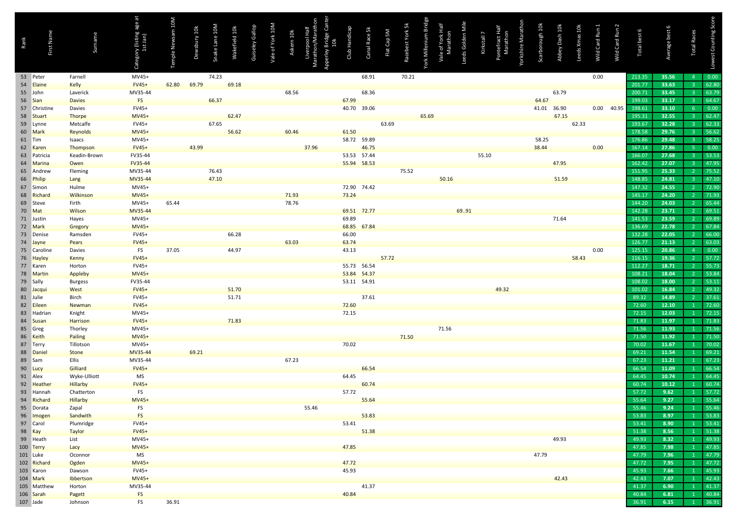| Rank | First Name | Surname | Category (listing age at 1st Jan) | Temple Newsam 10M | Dewsbury 10k | Snake Lane 10M | Wakefield 10k | Guiseley Gallop | Vale of York 10M | Askern 10k | Liverpool Half Marathon/Marathon | Apperley Bridge Canter 10k | Club Handicap | Canal Race 5k | Flat Cap 5M | Racebest York 5k | York Millenium Bridge | Vale of York Half Marathon | Leeds Golden Mile | Kirkstall 7 | Pontefract Half Marathon | Yorkshire Marathon | Scarborough 10k | Abbey Dash 10k | Leeds Xmas 10k | Wild Card Run 1 | Wild Card Run 2 | Total best 6 | Average best 6 | Total Races | Lowest Counting Score |
|---|---|---|---|---|---|---|---|---|---|---|---|---|---|---|---|---|---|---|---|---|---|---|---|---|---|---|---|---|---|---|---|
| 53 | Peter | Farnell | MV45+ | | | 74.23 | | | | | | | | 68.91 | | 70.21 | | | | | | | | | | 0.00 | | 213.35 | 35.56 | 4 | 0.00 |
| 54 | Elaine | Kelly | FV45+ | 62.80 | 69.79 | | 69.18 | | | | | | | | | | | | | | | | | | | | | 201.77 | 33.63 | 3 | 62.80 |
| 55 | John | Laverick | MV35-44 | | | | | | | 68.56 | | | | 68.36 | | | | | | | | | | 63.79 | | | | 200.71 | 33.45 | 3 | 63.79 |
| 56 | Sian | Davies | FS | | | 66.37 | | | | | | | 67.99 | | | | | | | | | | 64.67 | | | | | 199.03 | 33.17 | 3 | 64.67 |
| 57 | Christine | Davies | FV45+ | | | | | | | | | | 40.70 | 39.06 | | | | | | | | | 41.01 | 36.90 | | 0.00 | 40.95 | 198.61 | 33.10 | 6 | 0.00 |
| 58 | Stuart | Thorpe | MV45+ | | | | 62.47 | | | | | | | | | | 65.69 | | | | | | | 67.15 | | | | 195.31 | 32.55 | 3 | 62.47 |
| 59 | Lynne | Metcalfe | FV45+ | | | 67.65 | | | | | | | | | 63.69 | | | | | | | | | | 62.33 | | | 193.67 | 32.28 | 3 | 62.33 |
| 60 | Mark | Reynolds | MV45+ | | | | 56.62 | | | 60.46 | | | 61.50 | | | | | | | | | | | | | | | 178.58 | 29.76 | 3 | 56.62 |
| 61 | Tim | Isaacs | MV45+ | | | | | | | | | | 58.72 | 59.89 | | | | | | | | | 58.25 | | | | | 176.86 | 29.48 | 3 | 58.25 |
| 62 | Karen | Thompson | FV45+ | | 43.99 | | | | | | 37.96 | | | 46.75 | | | | | | | | | 38.44 | | | 0.00 | | 167.14 | 27.86 | 5 | 0.00 |
| 63 | Patricia | Keadin-Brown | FV35-44 | | | | | | | | | | 53.53 | 57.44 | | | | | | 55.10 | | | | | | | | 166.07 | 27.68 | 3 | 53.53 |
| 64 | Marina | Owen | FV35-44 | | | | | | | | | | 55.94 | 58.53 | | | | | | | | | | 47.95 | | | | 162.42 | 27.07 | 3 | 47.95 |
| 65 | Andrew | Fleming | MV35-44 | | | 76.43 | | | | | | | | | | 75.52 | | | | | | | | | | | | 151.95 | 25.33 | 2 | 75.52 |
| 66 | Philip | Lang | MV35-44 | | | 47.10 | | | | | | | | | | | | 50.16 | | | | | | 51.59 | | | | 148.85 | 24.81 | 3 | 47.10 |
| 67 | Simon | Hulme | MV45+ | | | | | | | | | | 72.90 | 74.42 | | | | | | | | | | | | | | 147.32 | 24.55 | 2 | 72.90 |
| 68 | Richard | Wilkinson | MV45+ | | | | | | | 71.93 | | | 73.24 | | | | | | | | | | | | | | | 145.17 | 24.20 | 2 | 71.93 |
| 69 | Steve | Firth | MV45+ | 65.44 | | | | | | 78.76 | | | | | | | | | | | | | | | | | | 144.20 | 24.03 | 2 | 65.44 |
| 70 | Mat | Wilson | MV35-44 | | | | | | | | | | 69.51 | 72.77 | | | | | 69..91 | | | | | | | | | 142.28 | 23.71 | 2 | 69.51 |
| 71 | Justin | Hayes | MV45+ | | | | | | | | | | 69.89 | | | | | | | | | | | 71.64 | | | | 141.53 | 23.59 | 2 | 69.89 |
| 72 | Mark | Gregory | MV45+ | | | | | | | | | | 68.85 | 67.84 | | | | | | | | | | | | | | 136.69 | 22.78 | 2 | 67.84 |
| 73 | Denise | Ramsden | FV45+ | | | | 66.28 | | | | | | 66.00 | | | | | | | | | | | | | | | 132.28 | 22.05 | 2 | 66.00 |
| 74 | Jayne | Pears | FV45+ | | | | | | | 63.03 | | | 63.74 | | | | | | | | | | | | | | | 126.77 | 21.13 | 2 | 63.03 |
| 75 | Caroline | Davies | FS | 37.05 | | | 44.97 | | | | | | 43.13 | | | | | | | | | | | | | 0.00 | | 125.15 | 20.86 | 4 | 0.00 |
| 76 | Hayley | Kenny | FV45+ | | | | | | | | | | | | 57.72 | | | | | | | | | | 58.43 | | | 116.15 | 19.36 | 2 | 57.72 |
| 77 | Karen | Horton | FV45+ | | | | | | | | | | 55.73 | 56.54 | | | | | | | | | | | | | | 112.27 | 18.71 | 2 | 55.73 |
| 78 | Martin | Appleby | MV45+ | | | | | | | | | | 53.84 | 54.37 | | | | | | | | | | | | | | 108.21 | 18.04 | 2 | 53.84 |
| 79 | Sally | Burgess | FV35-44 | | | | | | | | | | 53.11 | 54.91 | | | | | | | | | | | | | | 108.02 | 18.00 | 2 | 53.11 |
| 80 | Jacqui | West | FV45+ | | | | 51.70 | | | | | | | | | | | | | | 49.32 | | | | | | | 101.02 | 16.84 | 2 | 49.32 |
| 81 | Julie | Birch | FV45+ | | | | 51.71 | | | | | | | 37.61 | | | | | | | | | | | | | | 89.32 | 14.89 | 2 | 37.61 |
| 82 | Eileen | Newman | FV45+ | | | | | | | | | | 72.60 | | | | | | | | | | | | | | | 72.60 | 12.10 | 1 | 72.60 |
| 83 | Hadrian | Knight | MV45+ | | | | | | | | | | 72.15 | | | | | | | | | | | | | | | 72.15 | 12.03 | 1 | 72.15 |
| 84 | Susan | Harrison | FV45+ | | | | 71.83 | | | | | | | | | | | | | | | | | | | | | 71.83 | 11.97 | 1 | 71.83 |
| 85 | Greg | Thorley | MV45+ | | | | | | | | | | | | | | | 71.56 | | | | | | | | | | 71.56 | 11.93 | 1 | 71.56 |
| 86 | Keith | Pailing | MV45+ | | | | | | | | | | | | | 71.50 | | | | | | | | | | | | 71.50 | 11.92 | 1 | 71.50 |
| 87 | Terry | Tillotson | MV45+ | | | | | | | | | | 70.02 | | | | | | | | | | | | | | | 70.02 | 11.67 | 1 | 70.02 |
| 88 | Daniel | Stone | MV35-44 | | 69.21 | | | | | | | | | | | | | | | | | | | | | | | 69.21 | 11.54 | 1 | 69.21 |
| 89 | Sam | Ellis | MV35-44 | | | | | | | 67.23 | | | | | | | | | | | | | | | | | | 67.23 | 11.21 | 1 | 67.23 |
| 90 | Lucy | Gilliard | FV45+ | | | | | | | | | | | 66.54 | | | | | | | | | | | | | | 66.54 | 11.09 | 1 | 66.54 |
| 91 | Alex | Wyke-Ulliott | MS | | | | | | | | | | 64.45 | | | | | | | | | | | | | | | 64.45 | 10.74 | 1 | 64.45 |
| 92 | Heather | Hillarby | FV45+ | | | | | | | | | | | 60.74 | | | | | | | | | | | | | | 60.74 | 10.12 | 1 | 60.74 |
| 93 | Hannah | Chatterton | FS | | | | | | | | | | 57.72 | | | | | | | | | | | | | | | 57.72 | 9.62 | 1 | 57.72 |
| 94 | Richard | Hillarby | MV45+ | | | | | | | | | | | 55.64 | | | | | | | | | | | | | | 55.64 | 9.27 | 1 | 55.64 |
| 95 | Dorata | Zapal | FS | | | | | | | | 55.46 | | | | | | | | | | | | | | | | | 55.46 | 9.24 | 1 | 55.46 |
| 96 | Imogen | Sandwith | FS | | | | | | | | | | | 53.83 | | | | | | | | | | | | | | 53.83 | 8.97 | 1 | 53.83 |
| 97 | Carol | Plumridge | FV45+ | | | | | | | | | | 53.41 | | | | | | | | | | | | | | | 53.41 | 8.90 | 1 | 53.41 |
| 98 | Kay | Taylor | FV45+ | | | | | | | | | | | 51.38 | | | | | | | | | | | | | | 51.38 | 8.56 | 1 | 51.38 |
| 99 | Heath | List | MV45+ | | | | | | | | | | | | | | | | | | | | | 49.93 | | | | 49.93 | 8.32 | 1 | 49.93 |
| 100 | Terry | Lacy | MV45+ | | | | | | | | | | 47.85 | | | | | | | | | | | | | | | 47.85 | 7.98 | 1 | 47.85 |
| 101 | Luke | Oconnor | MS | | | | | | | | | | | | | | | | | | | | 47.79 | | | | | 47.79 | 7.96 | 1 | 47.79 |
| 102 | Richard | Ogden | MV45+ | | | | | | | | | | 47.72 | | | | | | | | | | | | | | | 47.72 | 7.95 | 1 | 47.72 |
| 103 | Karon | Dawson | FV45+ | | | | | | | | | | 45.93 | | | | | | | | | | | | | | | 45.93 | 7.66 | 1 | 45.93 |
| 104 | Mark | Ibbertson | MV45+ | | | | | | | | | | | | | | | | | | | | | 42.43 | | | | 42.43 | 7.07 | 1 | 42.43 |
| 105 | Matthew | Horton | MV35-44 | | | | | | | | | | | 41.37 | | | | | | | | | | | | | | 41.37 | 6.90 | 1 | 41.37 |
| 106 | Sarah | Pagett | FS | | | | | | | | | | 40.84 | | | | | | | | | | | | | | | 40.84 | 6.81 | 1 | 40.84 |
| 107 | Jade | Johnson | FS | 36.91 | | | | | | | | | | | | | | | | | | | | | | | | 36.91 | 6.15 | 1 | 36.91 |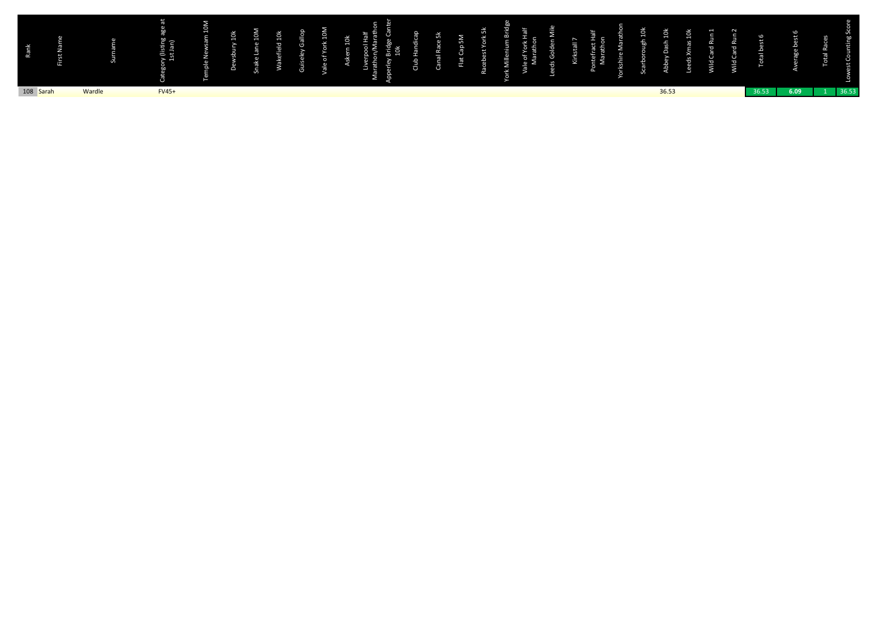| Rank | First Name | Surname | Category (listing age at 1st Jan) | Temple Newsam 10M | Dewsbury 10k | Snake Lane 10M | Wakefield 10k | Guiseley Gallop | Vale of York 10M | Askern 10k | Liverpool Half Marathon/Marathon | Apperley Bridge Canter 10k | Club Handicap | Canal Race 5k | Flat Cap 5M | Racebest York 5k | York Millenium Bridge | Vale of York Half Marathon | Leeds Golden Mile | Kirkstall 7 | Pontefract Half Marathon | Yorkshire Marathon | Scarborough 10k | Abbey Dash 10k | Leeds Xmas 10k | Wild Card Run 1 | Wild Card Run 2 | Total best 6 | Average best 6 | Total Races | Lowest Counting Score |
|---|---|---|---|---|---|---|---|---|---|---|---|---|---|---|---|---|---|---|---|---|---|---|---|---|---|---|---|---|---|---|---|
| 108 | Sarah | Wardle | FV45+ | | | | | | | | | | | | | | | | | | | | | 36.53 | | | | 36.53 | **6.09** | 1 | 36.53 |